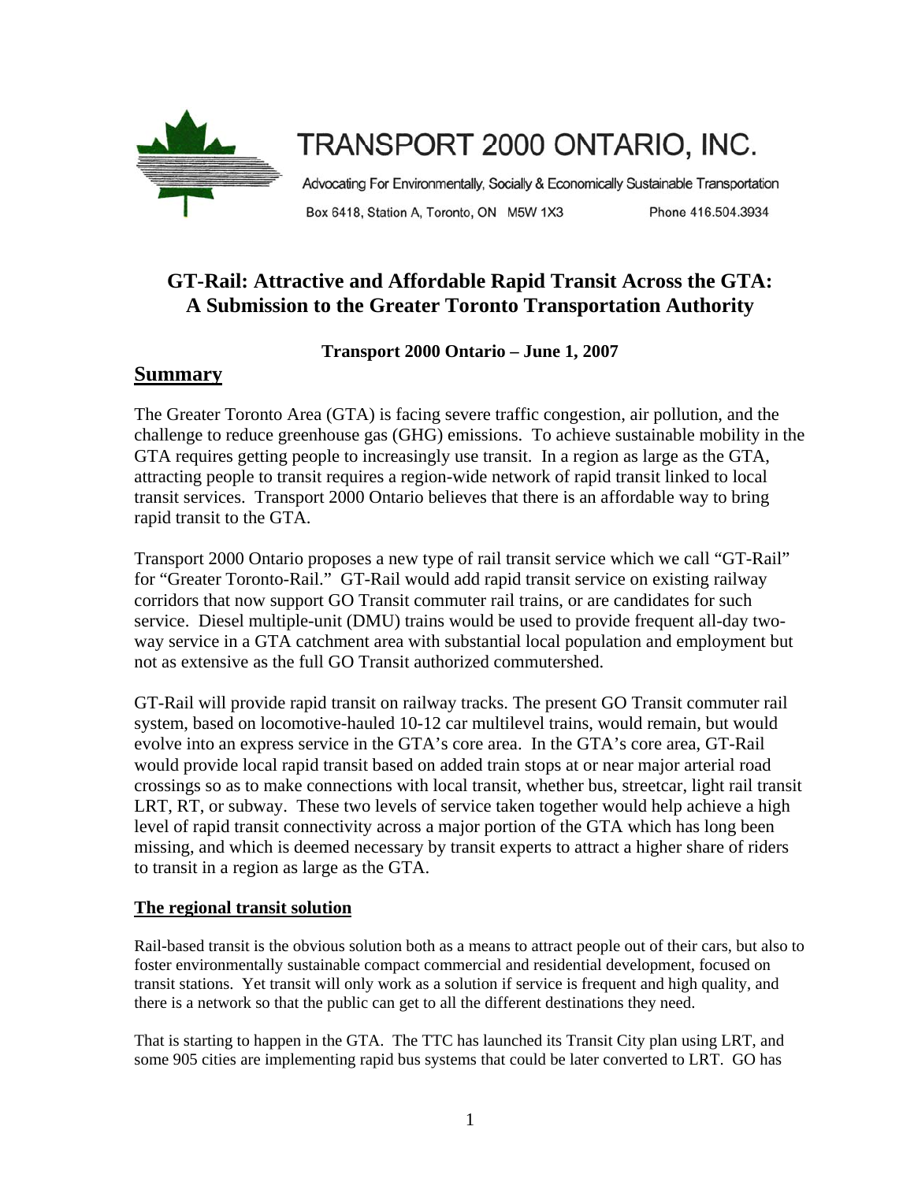# TRANSPORT 2000 ONTARIO, INC.

Advocating For Environmentally, Socially & Economically Sustainable Transportation

Box 6418, Station A, Toronto, ON M5W 1X3 Phone 416.504.3934

## GT-Rail: Attractive and Affordable Rapid Transit Across the GTA: A Submission to the Greater Toronto Transportation Authority

**Transport 2000 Ontario – June 1, 2007**

## Summary

The Greater Toronto Area (GTA) is facing severe traffic congestion, air pollution, and the challenge to reduce greenhouse gas (GHG) emissions. To achieve sustainable mobility in the GTA requires getting people to increasingly use transit. In a region as large as the GTA, attracting people to transit requires a region-wide network of rapid transit linked to local transit services. Transport 2000 Ontario believes that there is an affordable way to bring rapid transit to the GTA.

Transport 2000 Ontario proposes a new type of rail transit service which we call "GT-Rail" for "Greater Toronto-Rail." GT-Rail would add rapid transit service on existing railway corridors that now support GO Transit commuter rail trains, or are candidates for such service. Diesel multiple-unit (DMU) trains would be used to provide frequent all-day two-way service in a GTA catchment area with substantial local population and employment but not as extensive as the full GO Transit authorized commutershed.

GT-Rail will provide rapid transit on railway tracks. The present GO Transit commuter rail system, based on locomotive-hauled 10-12 car multilevel trains, would remain, but would evolve into an express service in the GTA's core area. In the GTA's core area, GT-Rail would provide local rapid transit based on added train stops at or near major arterial road crossings so as to make connections with local transit, whether bus, streetcar, light rail transit LRT, RT, or subway. These two levels of service taken together would help achieve a high level of rapid transit connectivity across a major portion of the GTA which has long been missing, and which is deemed necessary by transit experts to attract a higher share of riders to transit in a region as large as the GTA.

### The regional transit solution

Rail-based transit is the obvious solution both as a means to attract people out of their cars, but also to foster environmentally sustainable compact commercial and residential development, focused on transit stations. Yet transit will only work as a solution if service is frequent and high quality, and there is a network so that the public can get to all the different destinations they need.

That is starting to happen in the GTA. The TTC has launched its Transit City plan using LRT, and some 905 cities are implementing rapid bus systems that could be later converted to LRT. GO has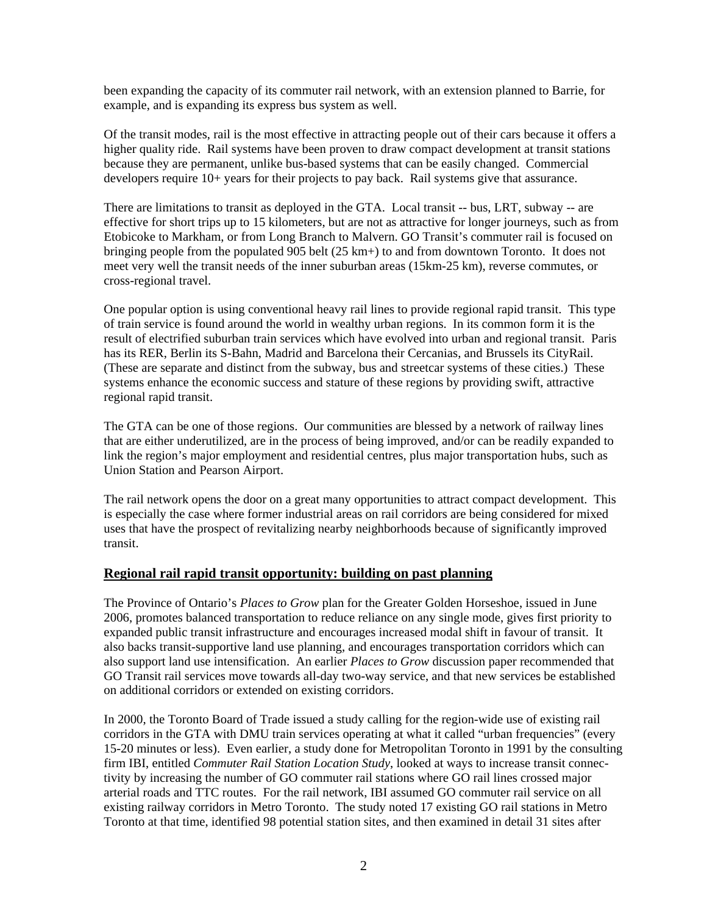been expanding the capacity of its commuter rail network, with an extension planned to Barrie, for example, and is expanding its express bus system as well.

Of the transit modes, rail is the most effective in attracting people out of their cars because it offers a higher quality ride. Rail systems have been proven to draw compact development at transit stations because they are permanent, unlike bus-based systems that can be easily changed. Commercial developers require 10+ years for their projects to pay back. Rail systems give that assurance.

There are limitations to transit as deployed in the GTA. Local transit -- bus, LRT, subway -- are effective for short trips up to 15 kilometers, but are not as attractive for longer journeys, such as from Etobicoke to Markham, or from Long Branch to Malvern. GO Transit's commuter rail is focused on bringing people from the populated 905 belt (25 km+) to and from downtown Toronto. It does not meet very well the transit needs of the inner suburban areas (15km-25 km), reverse commutes, or cross-regional travel.

One popular option is using conventional heavy rail lines to provide regional rapid transit. This type of train service is found around the world in wealthy urban regions. In its common form it is the result of electrified suburban train services which have evolved into urban and regional transit. Paris has its RER, Berlin its S-Bahn, Madrid and Barcelona their Cercanias, and Brussels its CityRail. (These are separate and distinct from the subway, bus and streetcar systems of these cities.) These systems enhance the economic success and stature of these regions by providing swift, attractive regional rapid transit.

The GTA can be one of those regions. Our communities are blessed by a network of railway lines that are either underutilized, are in the process of being improved, and/or can be readily expanded to link the region's major employment and residential centres, plus major transportation hubs, such as Union Station and Pearson Airport.

The rail network opens the door on a great many opportunities to attract compact development. This is especially the case where former industrial areas on rail corridors are being considered for mixed uses that have the prospect of revitalizing nearby neighborhoods because of significantly improved transit.

## Regional rail rapid transit opportunity: building on past planning

The Province of Ontario's *Places to Grow* plan for the Greater Golden Horseshoe, issued in June 2006, promotes balanced transportation to reduce reliance on any single mode, gives first priority to expanded public transit infrastructure and encourages increased modal shift in favour of transit. It also backs transit-supportive land use planning, and encourages transportation corridors which can also support land use intensification. An earlier *Places to Grow* discussion paper recommended that GO Transit rail services move towards all-day two-way service, and that new services be established on additional corridors or extended on existing corridors.

In 2000, the Toronto Board of Trade issued a study calling for the region-wide use of existing rail corridors in the GTA with DMU train services operating at what it called "urban frequencies" (every 15-20 minutes or less). Even earlier, a study done for Metropolitan Toronto in 1991 by the consulting firm IBI, entitled *Commuter Rail Station Location Study*, looked at ways to increase transit connectivity by increasing the number of GO commuter rail stations where GO rail lines crossed major arterial roads and TTC routes. For the rail network, IBI assumed GO commuter rail service on all existing railway corridors in Metro Toronto. The study noted 17 existing GO rail stations in Metro Toronto at that time, identified 98 potential station sites, and then examined in detail 31 sites after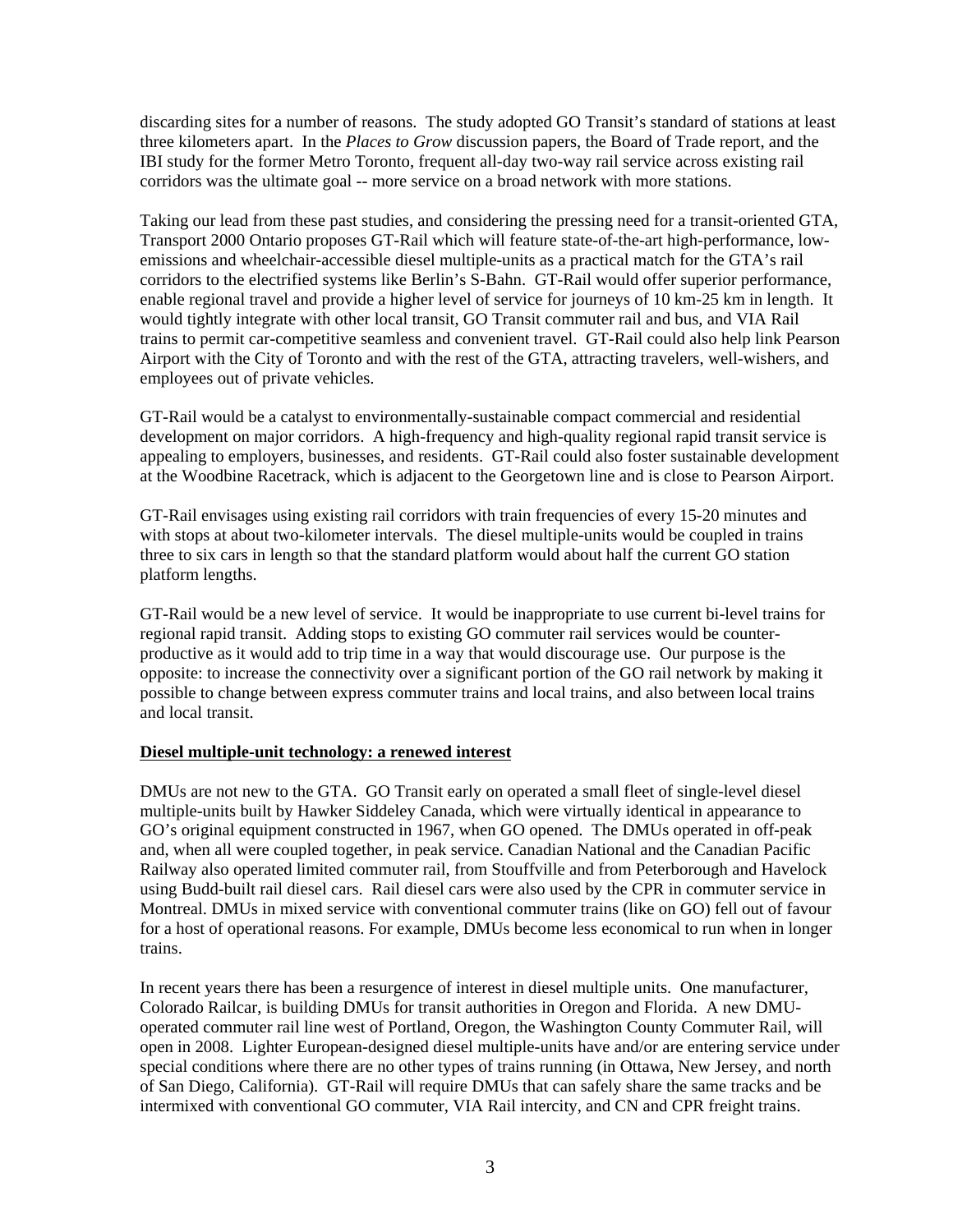discarding sites for a number of reasons. The study adopted GO Transit's standard of stations at least three kilometers apart. In the *Places to Grow* discussion papers, the Board of Trade report, and the IBI study for the former Metro Toronto, frequent all-day two-way rail service across existing rail corridors was the ultimate goal -- more service on a broad network with more stations.

Taking our lead from these past studies, and considering the pressing need for a transit-oriented GTA, Transport 2000 Ontario proposes GT-Rail which will feature state-of-the-art high-performance, low-emissions and wheelchair-accessible diesel multiple-units as a practical match for the GTA's rail corridors to the electrified systems like Berlin's S-Bahn. GT-Rail would offer superior performance, enable regional travel and provide a higher level of service for journeys of 10 km-25 km in length. It would tightly integrate with other local transit, GO Transit commuter rail and bus, and VIA Rail trains to permit car-competitive seamless and convenient travel. GT-Rail could also help link Pearson Airport with the City of Toronto and with the rest of the GTA, attracting travelers, well-wishers, and employees out of private vehicles.

GT-Rail would be a catalyst to environmentally-sustainable compact commercial and residential development on major corridors. A high-frequency and high-quality regional rapid transit service is appealing to employers, businesses, and residents. GT-Rail could also foster sustainable development at the Woodbine Racetrack, which is adjacent to the Georgetown line and is close to Pearson Airport.

GT-Rail envisages using existing rail corridors with train frequencies of every 15-20 minutes and with stops at about two-kilometer intervals. The diesel multiple-units would be coupled in trains three to six cars in length so that the standard platform would about half the current GO station platform lengths.

GT-Rail would be a new level of service. It would be inappropriate to use current bi-level trains for regional rapid transit. Adding stops to existing GO commuter rail services would be counter-productive as it would add to trip time in a way that would discourage use. Our purpose is the opposite: to increase the connectivity over a significant portion of the GO rail network by making it possible to change between express commuter trains and local trains, and also between local trains and local transit.

**Diesel multiple-unit technology: a renewed interest**

DMUs are not new to the GTA. GO Transit early on operated a small fleet of single-level diesel multiple-units built by Hawker Siddeley Canada, which were virtually identical in appearance to GO's original equipment constructed in 1967, when GO opened. The DMUs operated in off-peak and, when all were coupled together, in peak service. Canadian National and the Canadian Pacific Railway also operated limited commuter rail, from Stouffville and from Peterborough and Havelock using Budd-built rail diesel cars. Rail diesel cars were also used by the CPR in commuter service in Montreal. DMUs in mixed service with conventional commuter trains (like on GO) fell out of favour for a host of operational reasons. For example, DMUs become less economical to run when in longer trains.

In recent years there has been a resurgence of interest in diesel multiple units. One manufacturer, Colorado Railcar, is building DMUs for transit authorities in Oregon and Florida. A new DMU-operated commuter rail line west of Portland, Oregon, the Washington County Commuter Rail, will open in 2008. Lighter European-designed diesel multiple-units have and/or are entering service under special conditions where there are no other types of trains running (in Ottawa, New Jersey, and north of San Diego, California). GT-Rail will require DMUs that can safely share the same tracks and be intermixed with conventional GO commuter, VIA Rail intercity, and CN and CPR freight trains.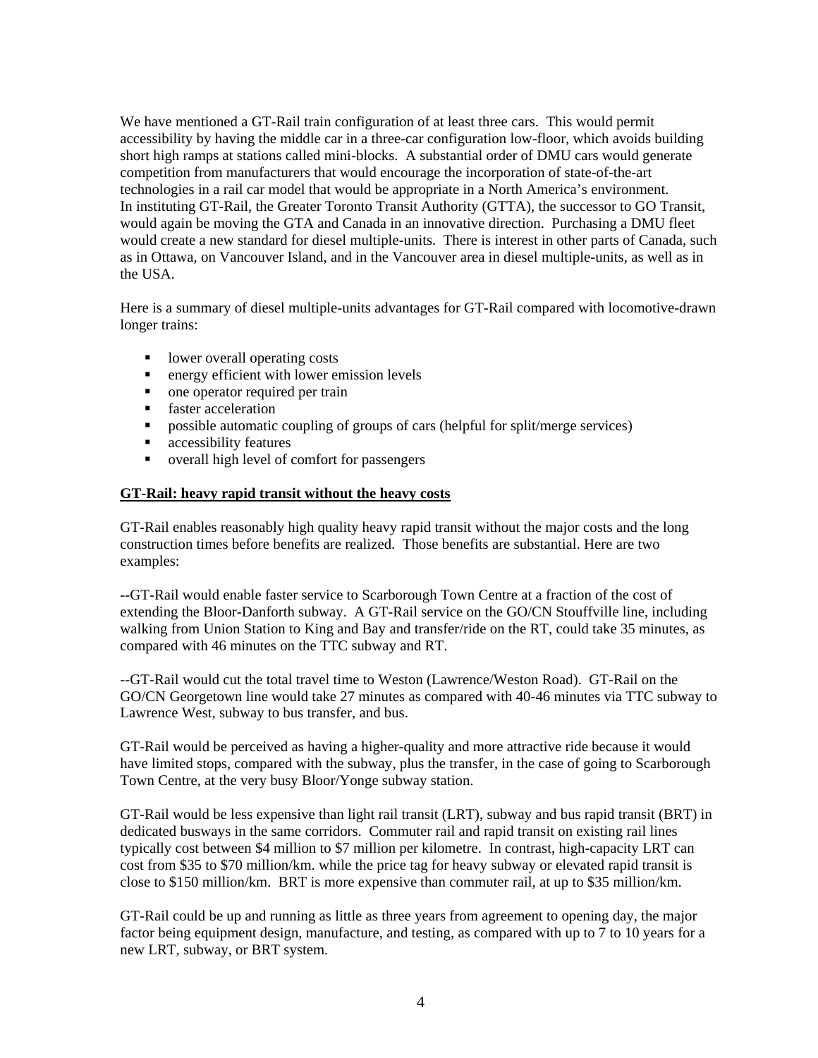We have mentioned a GT-Rail train configuration of at least three cars. This would permit accessibility by having the middle car in a three-car configuration low-floor, which avoids building short high ramps at stations called mini-blocks. A substantial order of DMU cars would generate competition from manufacturers that would encourage the incorporation of state-of-the-art technologies in a rail car model that would be appropriate in a North America's environment. In instituting GT-Rail, the Greater Toronto Transit Authority (GTTA), the successor to GO Transit, would again be moving the GTA and Canada in an innovative direction. Purchasing a DMU fleet would create a new standard for diesel multiple-units. There is interest in other parts of Canada, such as in Ottawa, on Vancouver Island, and in the Vancouver area in diesel multiple-units, as well as in the USA.

Here is a summary of diesel multiple-units advantages for GT-Rail compared with locomotive-drawn longer trains:

- lower overall operating costs
- energy efficient with lower emission levels
- one operator required per train
- faster acceleration
- possible automatic coupling of groups of cars (helpful for split/merge services)
- accessibility features
- overall high level of comfort for passengers

**GT-Rail: heavy rapid transit without the heavy costs**

GT-Rail enables reasonably high quality heavy rapid transit without the major costs and the long construction times before benefits are realized. Those benefits are substantial. Here are two examples:

--GT-Rail would enable faster service to Scarborough Town Centre at a fraction of the cost of extending the Bloor-Danforth subway. A GT-Rail service on the GO/CN Stouffville line, including walking from Union Station to King and Bay and transfer/ride on the RT, could take 35 minutes, as compared with 46 minutes on the TTC subway and RT.

--GT-Rail would cut the total travel time to Weston (Lawrence/Weston Road). GT-Rail on the GO/CN Georgetown line would take 27 minutes as compared with 40-46 minutes via TTC subway to Lawrence West, subway to bus transfer, and bus.

GT-Rail would be perceived as having a higher-quality and more attractive ride because it would have limited stops, compared with the subway, plus the transfer, in the case of going to Scarborough Town Centre, at the very busy Bloor/Yonge subway station.

GT-Rail would be less expensive than light rail transit (LRT), subway and bus rapid transit (BRT) in dedicated busways in the same corridors. Commuter rail and rapid transit on existing rail lines typically cost between $4 million to $7 million per kilometre. In contrast, high-capacity LRT can cost from $35 to $70 million/km. while the price tag for heavy subway or elevated rapid transit is close to $150 million/km. BRT is more expensive than commuter rail, at up to $35 million/km.

GT-Rail could be up and running as little as three years from agreement to opening day, the major factor being equipment design, manufacture, and testing, as compared with up to 7 to 10 years for a new LRT, subway, or BRT system.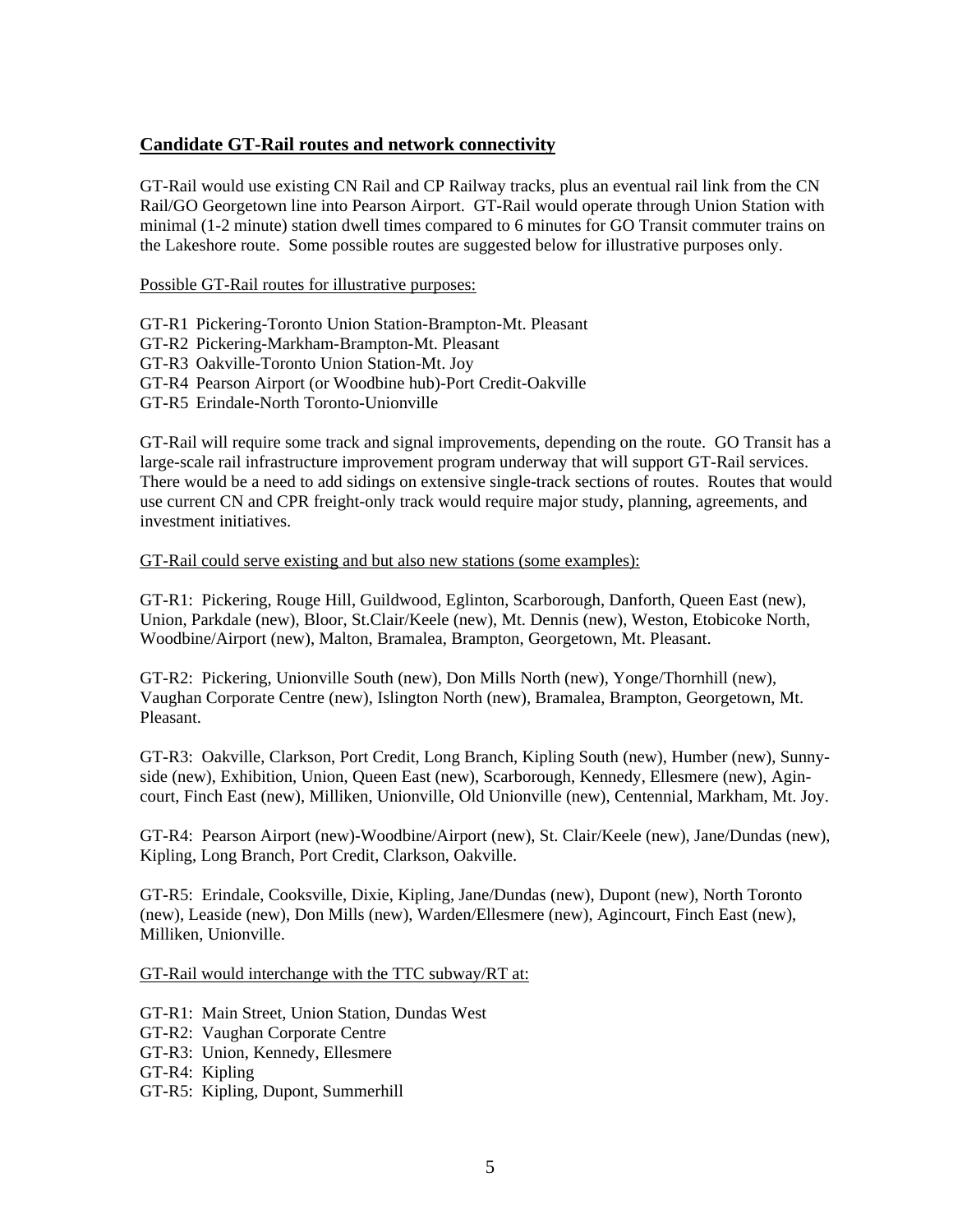## Candidate GT-Rail routes and network connectivity

GT-Rail would use existing CN Rail and CP Railway tracks, plus an eventual rail link from the CN Rail/GO Georgetown line into Pearson Airport. GT-Rail would operate through Union Station with minimal (1-2 minute) station dwell times compared to 6 minutes for GO Transit commuter trains on the Lakeshore route. Some possible routes are suggested below for illustrative purposes only.

Possible GT-Rail routes for illustrative purposes:

GT-R1 Pickering-Toronto Union Station-Brampton-Mt. Pleasant
GT-R2 Pickering-Markham-Brampton-Mt. Pleasant
GT-R3 Oakville-Toronto Union Station-Mt. Joy
GT-R4 Pearson Airport (or Woodbine hub)-Port Credit-Oakville
GT-R5 Erindale-North Toronto-Unionville

GT-Rail will require some track and signal improvements, depending on the route. GO Transit has a large-scale rail infrastructure improvement program underway that will support GT-Rail services. There would be a need to add sidings on extensive single-track sections of routes. Routes that would use current CN and CPR freight-only track would require major study, planning, agreements, and investment initiatives.

GT-Rail could serve existing and but also new stations (some examples):

GT-R1: Pickering, Rouge Hill, Guildwood, Eglinton, Scarborough, Danforth, Queen East (new), Union, Parkdale (new), Bloor, St.Clair/Keele (new), Mt. Dennis (new), Weston, Etobicoke North, Woodbine/Airport (new), Malton, Bramalea, Brampton, Georgetown, Mt. Pleasant.

GT-R2: Pickering, Unionville South (new), Don Mills North (new), Yonge/Thornhill (new), Vaughan Corporate Centre (new), Islington North (new), Bramalea, Brampton, Georgetown, Mt. Pleasant.

GT-R3: Oakville, Clarkson, Port Credit, Long Branch, Kipling South (new), Humber (new), Sunnyside (new), Exhibition, Union, Queen East (new), Scarborough, Kennedy, Ellesmere (new), Agincourt, Finch East (new), Milliken, Unionville, Old Unionville (new), Centennial, Markham, Mt. Joy.

GT-R4: Pearson Airport (new)-Woodbine/Airport (new), St. Clair/Keele (new), Jane/Dundas (new), Kipling, Long Branch, Port Credit, Clarkson, Oakville.

GT-R5: Erindale, Cooksville, Dixie, Kipling, Jane/Dundas (new), Dupont (new), North Toronto (new), Leaside (new), Don Mills (new), Warden/Ellesmere (new), Agincourt, Finch East (new), Milliken, Unionville.

GT-Rail would interchange with the TTC subway/RT at:

GT-R1: Main Street, Union Station, Dundas West
GT-R2: Vaughan Corporate Centre
GT-R3: Union, Kennedy, Ellesmere
GT-R4: Kipling
GT-R5: Kipling, Dupont, Summerhill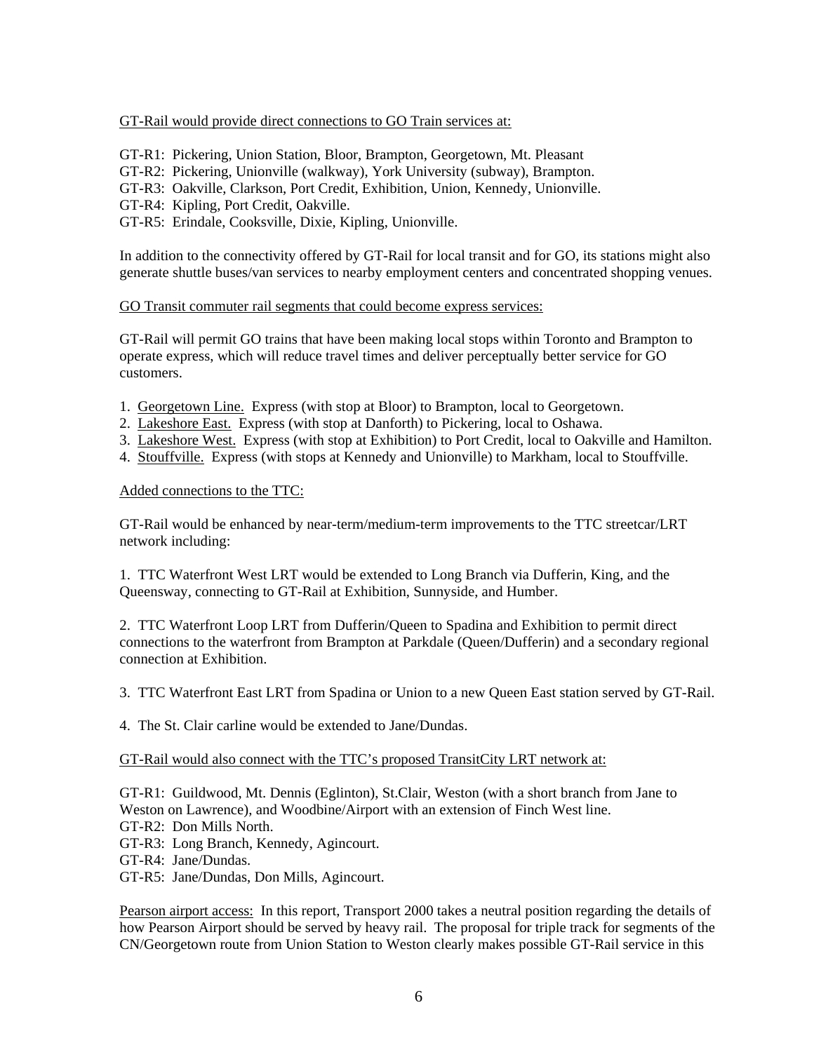GT-Rail would provide direct connections to GO Train services at:

GT-R1: Pickering, Union Station, Bloor, Brampton, Georgetown, Mt. Pleasant
GT-R2: Pickering, Unionville (walkway), York University (subway), Brampton.
GT-R3: Oakville, Clarkson, Port Credit, Exhibition, Union, Kennedy, Unionville.
GT-R4: Kipling, Port Credit, Oakville.
GT-R5: Erindale, Cooksville, Dixie, Kipling, Unionville.

In addition to the connectivity offered by GT-Rail for local transit and for GO, its stations might also generate shuttle buses/van services to nearby employment centers and concentrated shopping venues.

GO Transit commuter rail segments that could become express services:

GT-Rail will permit GO trains that have been making local stops within Toronto and Brampton to operate express, which will reduce travel times and deliver perceptually better service for GO customers.

1. Georgetown Line. Express (with stop at Bloor) to Brampton, local to Georgetown.
2. Lakeshore East. Express (with stop at Danforth) to Pickering, local to Oshawa.
3. Lakeshore West. Express (with stop at Exhibition) to Port Credit, local to Oakville and Hamilton.
4. Stouffville. Express (with stops at Kennedy and Unionville) to Markham, local to Stouffville.

Added connections to the TTC:

GT-Rail would be enhanced by near-term/medium-term improvements to the TTC streetcar/LRT network including:

1. TTC Waterfront West LRT would be extended to Long Branch via Dufferin, King, and the Queensway, connecting to GT-Rail at Exhibition, Sunnyside, and Humber.

2. TTC Waterfront Loop LRT from Dufferin/Queen to Spadina and Exhibition to permit direct connections to the waterfront from Brampton at Parkdale (Queen/Dufferin) and a secondary regional connection at Exhibition.

3. TTC Waterfront East LRT from Spadina or Union to a new Queen East station served by GT-Rail.

4. The St. Clair carline would be extended to Jane/Dundas.

GT-Rail would also connect with the TTC's proposed TransitCity LRT network at:

GT-R1: Guildwood, Mt. Dennis (Eglinton), St.Clair, Weston (with a short branch from Jane to Weston on Lawrence), and Woodbine/Airport with an extension of Finch West line.
GT-R2: Don Mills North.
GT-R3: Long Branch, Kennedy, Agincourt.
GT-R4: Jane/Dundas.
GT-R5: Jane/Dundas, Don Mills, Agincourt.

Pearson airport access: In this report, Transport 2000 takes a neutral position regarding the details of how Pearson Airport should be served by heavy rail. The proposal for triple track for segments of the CN/Georgetown route from Union Station to Weston clearly makes possible GT-Rail service in this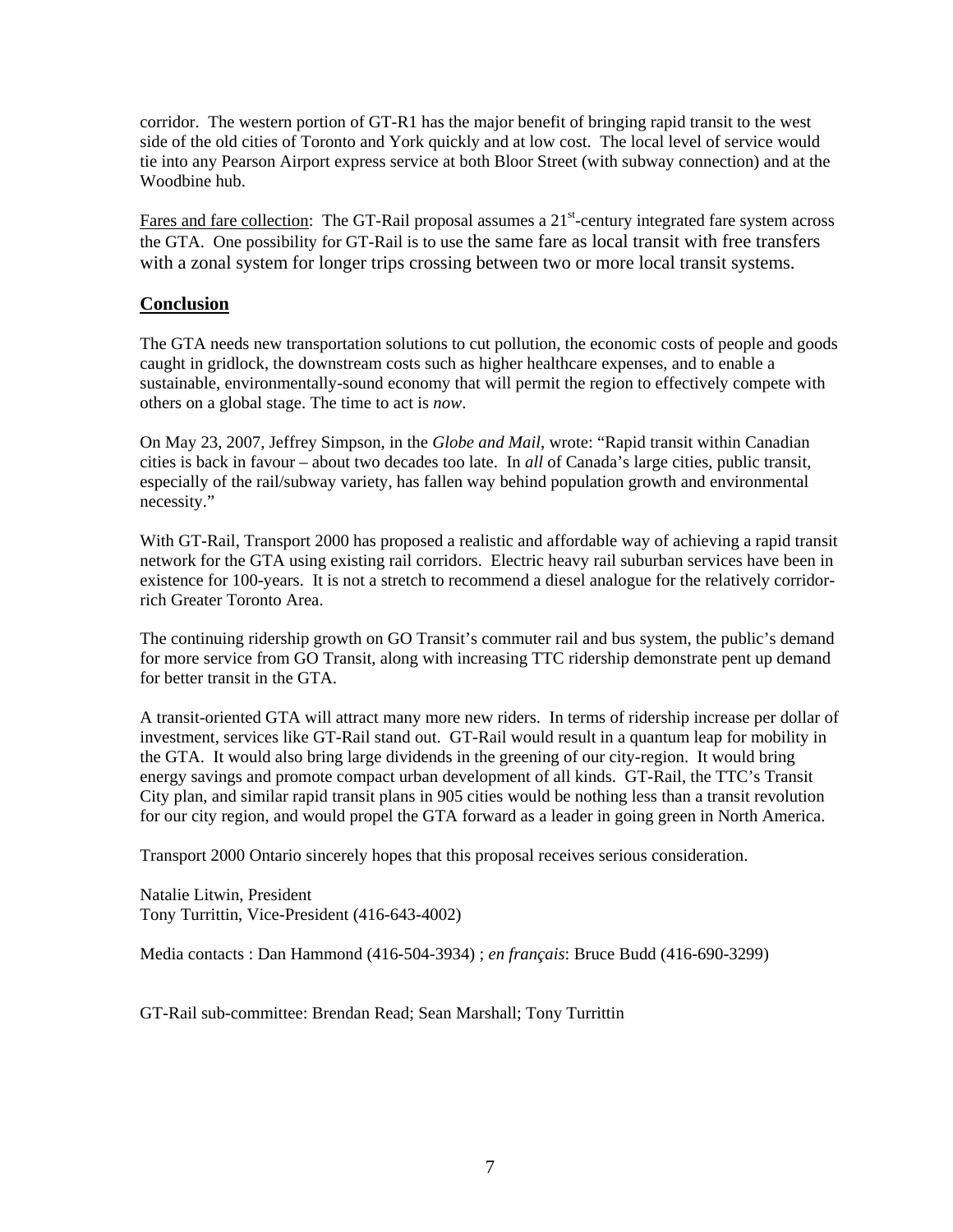corridor. The western portion of GT-R1 has the major benefit of bringing rapid transit to the west side of the old cities of Toronto and York quickly and at low cost. The local level of service would tie into any Pearson Airport express service at both Bloor Street (with subway connection) and at the Woodbine hub.

<u>Fares and fare collection</u>: The GT-Rail proposal assumes a 21st-century integrated fare system across the GTA. One possibility for GT-Rail is to use the same fare as local transit with free transfers with a zonal system for longer trips crossing between two or more local transit systems.

## Conclusion

The GTA needs new transportation solutions to cut pollution, the economic costs of people and goods caught in gridlock, the downstream costs such as higher healthcare expenses, and to enable a sustainable, environmentally-sound economy that will permit the region to effectively compete with others on a global stage. The time to act is *now*.

On May 23, 2007, Jeffrey Simpson, in the *Globe and Mail*, wrote: "Rapid transit within Canadian cities is back in favour – about two decades too late. In *all* of Canada's large cities, public transit, especially of the rail/subway variety, has fallen way behind population growth and environmental necessity."

With GT-Rail, Transport 2000 has proposed a realistic and affordable way of achieving a rapid transit network for the GTA using existing rail corridors. Electric heavy rail suburban services have been in existence for 100-years. It is not a stretch to recommend a diesel analogue for the relatively corridor-rich Greater Toronto Area.

The continuing ridership growth on GO Transit's commuter rail and bus system, the public's demand for more service from GO Transit, along with increasing TTC ridership demonstrate pent up demand for better transit in the GTA.

A transit-oriented GTA will attract many more new riders. In terms of ridership increase per dollar of investment, services like GT-Rail stand out. GT-Rail would result in a quantum leap for mobility in the GTA. It would also bring large dividends in the greening of our city-region. It would bring energy savings and promote compact urban development of all kinds. GT-Rail, the TTC's Transit City plan, and similar rapid transit plans in 905 cities would be nothing less than a transit revolution for our city region, and would propel the GTA forward as a leader in going green in North America.

Transport 2000 Ontario sincerely hopes that this proposal receives serious consideration.

Natalie Litwin, President
Tony Turrittin, Vice-President (416-643-4002)

Media contacts : Dan Hammond (416-504-3934) ; *en français*: Bruce Budd (416-690-3299)

GT-Rail sub-committee: Brendan Read; Sean Marshall; Tony Turrittin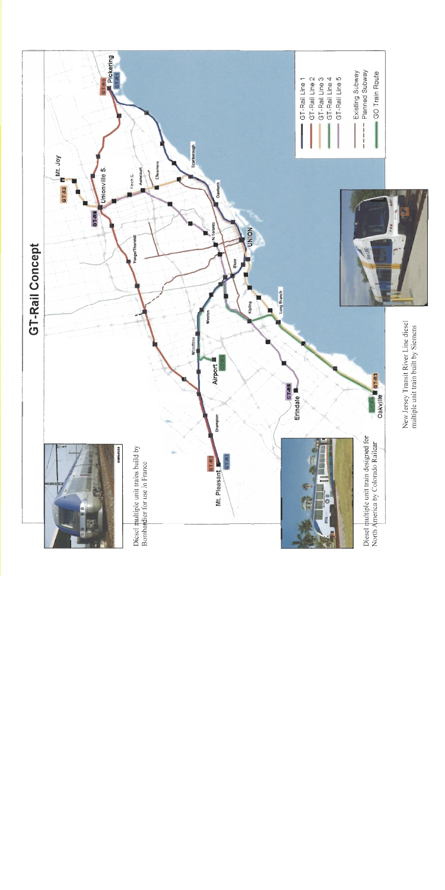# GT-Rail Concept

Diesel multiple unit trains build by Bombardier for use in France

Diesel multiple unit train designed for North America by Colorado Railcar

New Jersey Transit River Line diesel multiple unit train built by Siemens

Mt. Pleasant

GT-R2

GT-R1

Brampton

Airport

GT-R4

Woodbine

Weston

Erindale

GT-R5

Oakville

GT-R3

GT-R4

Kipling

Long Branch

Bloor

N. Toronto

UNION

Danforth

Scarborough

Yonge/Thornhill

Finch E.

Agincourt

Ellesmere

Unionville S.

GT-R5

GT-R3

Mt. Joy

Pickering

GT-R2

GT-R1

GT-Rail Line 1

GT-Rail Line 2

GT-Rail Line 3

GT-Rail Line 4

GT-Rail Line 5

Existing Subway

Planned Subway

GO Train Route